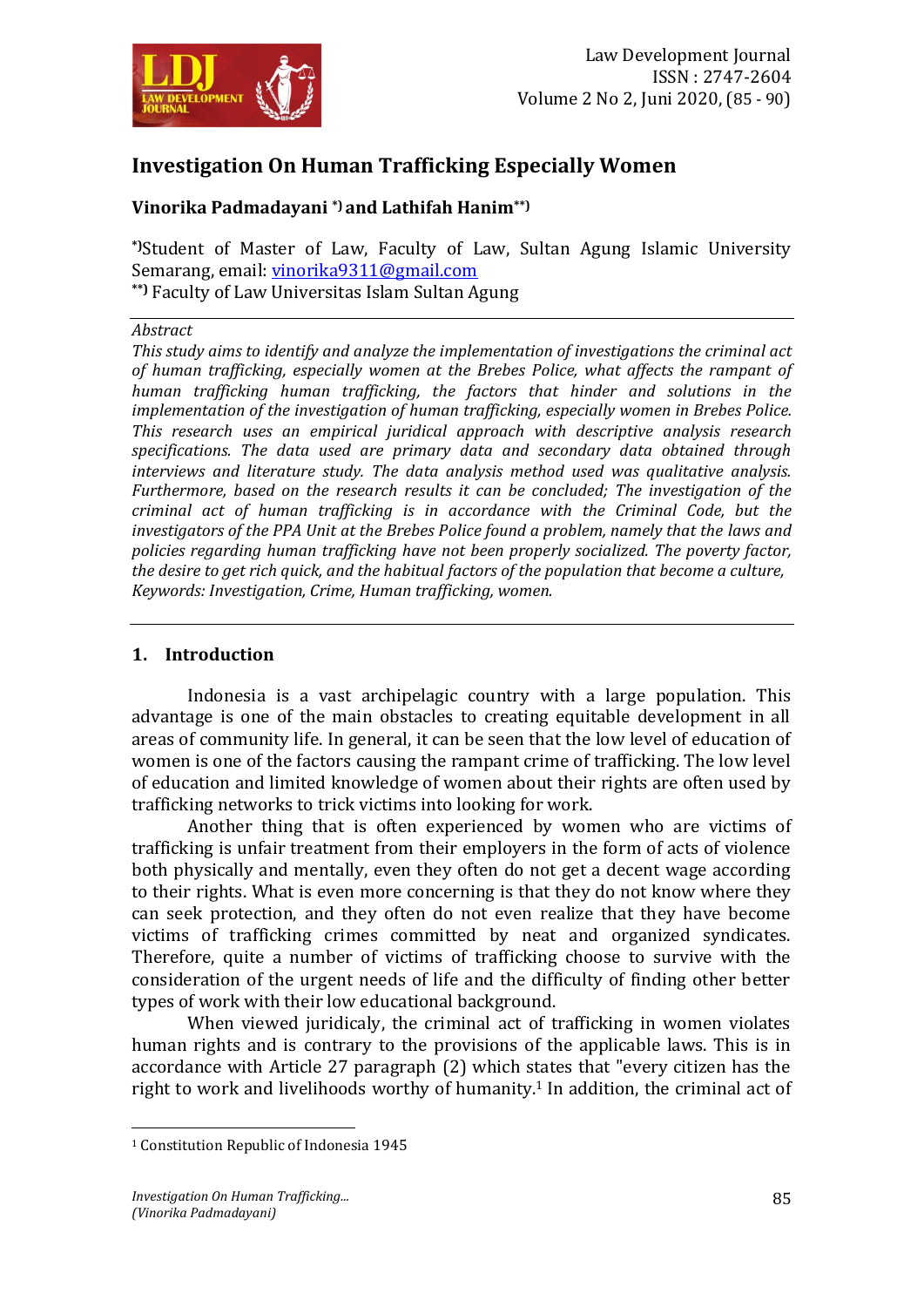# Investigation On Human Trafficking Especially Women

**Vinorika Padmadayani [*] and Lathifah Hanim[**]**

[*]Student of Master of Law, Faculty of Law, Sultan Agung Islamic University Semarang, email: vinorika9311@gmail.com
[**] Faculty of Law Universitas Islam Sultan Agung

*Abstract*

*This study aims to identify and analyze the implementation of investigations the criminal act of human trafficking, especially women at the Brebes Police, what affects the rampant of human trafficking human trafficking, the factors that hinder and solutions in the implementation of the investigation of human trafficking, especially women in Brebes Police. This research uses an empirical juridical approach with descriptive analysis research specifications. The data used are primary data and secondary data obtained through interviews and literature study. The data analysis method used was qualitative analysis. Furthermore, based on the research results it can be concluded; The investigation of the criminal act of human trafficking is in accordance with the Criminal Code, but the investigators of the PPA Unit at the Brebes Police found a problem, namely that the laws and policies regarding human trafficking have not been properly socialized. The poverty factor, the desire to get rich quick, and the habitual factors of the population that become a culture,*

*Keywords: Investigation, Crime, Human trafficking, women.*

## 1. Introduction

Indonesia is a vast archipelagic country with a large population. This advantage is one of the main obstacles to creating equitable development in all areas of community life. In general, it can be seen that the low level of education of women is one of the factors causing the rampant crime of trafficking. The low level of education and limited knowledge of women about their rights are often used by trafficking networks to trick victims into looking for work.

Another thing that is often experienced by women who are victims of trafficking is unfair treatment from their employers in the form of acts of violence both physically and mentally, even they often do not get a decent wage according to their rights. What is even more concerning is that they do not know where they can seek protection, and they often do not even realize that they have become victims of trafficking crimes committed by neat and organized syndicates. Therefore, quite a number of victims of trafficking choose to survive with the consideration of the urgent needs of life and the difficulty of finding other better types of work with their low educational background.

When viewed juridicaly, the criminal act of trafficking in women violates human rights and is contrary to the provisions of the applicable laws. This is in accordance with Article 27 paragraph (2) which states that "every citizen has the right to work and livelihoods worthy of humanity.[1] In addition, the criminal act of

[1] Constitution Republic of Indonesia 1945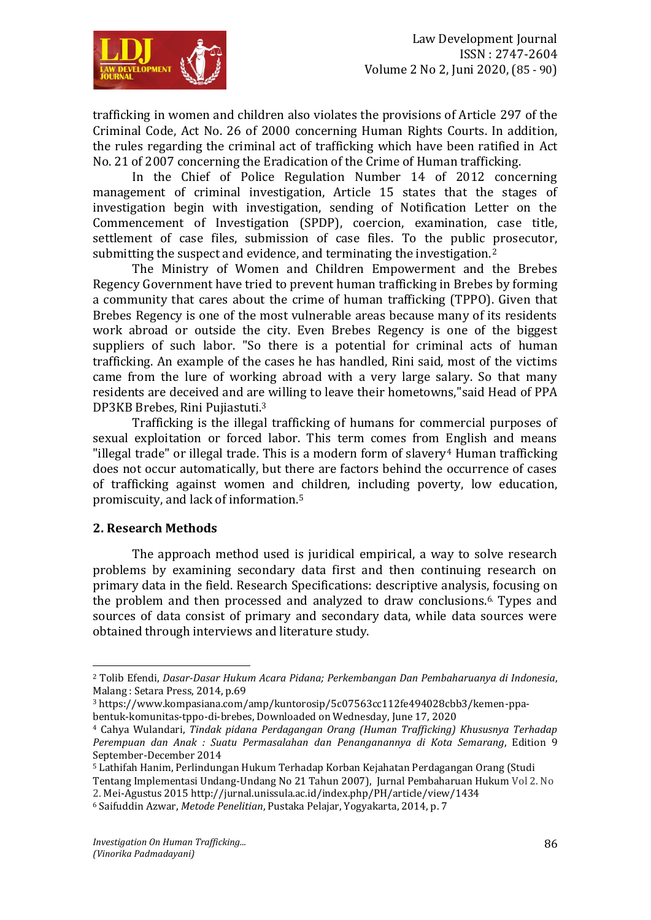trafficking in women and children also violates the provisions of Article 297 of the Criminal Code, Act No. 26 of 2000 concerning Human Rights Courts. In addition, the rules regarding the criminal act of trafficking which have been ratified in Act No. 21 of 2007 concerning the Eradication of the Crime of Human trafficking.

In the Chief of Police Regulation Number 14 of 2012 concerning management of criminal investigation, Article 15 states that the stages of investigation begin with investigation, sending of Notification Letter on the Commencement of Investigation (SPDP), coercion, examination, case title, settlement of case files, submission of case files. To the public prosecutor, submitting the suspect and evidence, and terminating the investigation.[2]

The Ministry of Women and Children Empowerment and the Brebes Regency Government have tried to prevent human trafficking in Brebes by forming a community that cares about the crime of human trafficking (TPPO). Given that Brebes Regency is one of the most vulnerable areas because many of its residents work abroad or outside the city. Even Brebes Regency is one of the biggest suppliers of such labor. "So there is a potential for criminal acts of human trafficking. An example of the cases he has handled, Rini said, most of the victims came from the lure of working abroad with a very large salary. So that many residents are deceived and are willing to leave their hometowns,"said Head of PPA DP3KB Brebes, Rini Pujiastuti.[3]

Trafficking is the illegal trafficking of humans for commercial purposes of sexual exploitation or forced labor. This term comes from English and means "illegal trade" or illegal trade. This is a modern form of slavery[4] Human trafficking does not occur automatically, but there are factors behind the occurrence of cases of trafficking against women and children, including poverty, low education, promiscuity, and lack of information.[5]

## 2. Research Methods

The approach method used is juridical empirical, a way to solve research problems by examining secondary data first and then continuing research on primary data in the field. Research Specifications: descriptive analysis, focusing on the problem and then processed and analyzed to draw conclusions.[6] Types and sources of data consist of primary and secondary data, while data sources were obtained through interviews and literature study.

---

[2] Tolib Efendi, *Dasar-Dasar Hukum Acara Pidana; Perkembangan Dan Pembaharuanya di Indonesia*, Malang : Setara Press, 2014, p.69

[3] https://www.kompasiana.com/amp/kuntorosip/5c07563cc112fe494028cbb3/kemen-ppa-bentuk-komunitas-tppo-di-brebes, Downloaded on Wednesday, June 17, 2020

[4] Cahya Wulandari, *Tindak pidana Perdagangan Orang (Human Trafficking) Khususnya Terhadap Perempuan dan Anak : Suatu Permasalahan dan Penanganannya di Kota Semarang*, Edition 9 September-December 2014

[5] Lathifah Hanim, Perlindungan Hukum Terhadap Korban Kejahatan Perdagangan Orang (Studi Tentang Implementasi Undang-Undang No 21 Tahun 2007), Jurnal Pembaharuan Hukum Vol 2. No 2. Mei-Agustus 2015 http://jurnal.unissula.ac.id/index.php/PH/article/view/1434

[6] Saifuddin Azwar, *Metode Penelitian*, Pustaka Pelajar, Yogyakarta, 2014, p. 7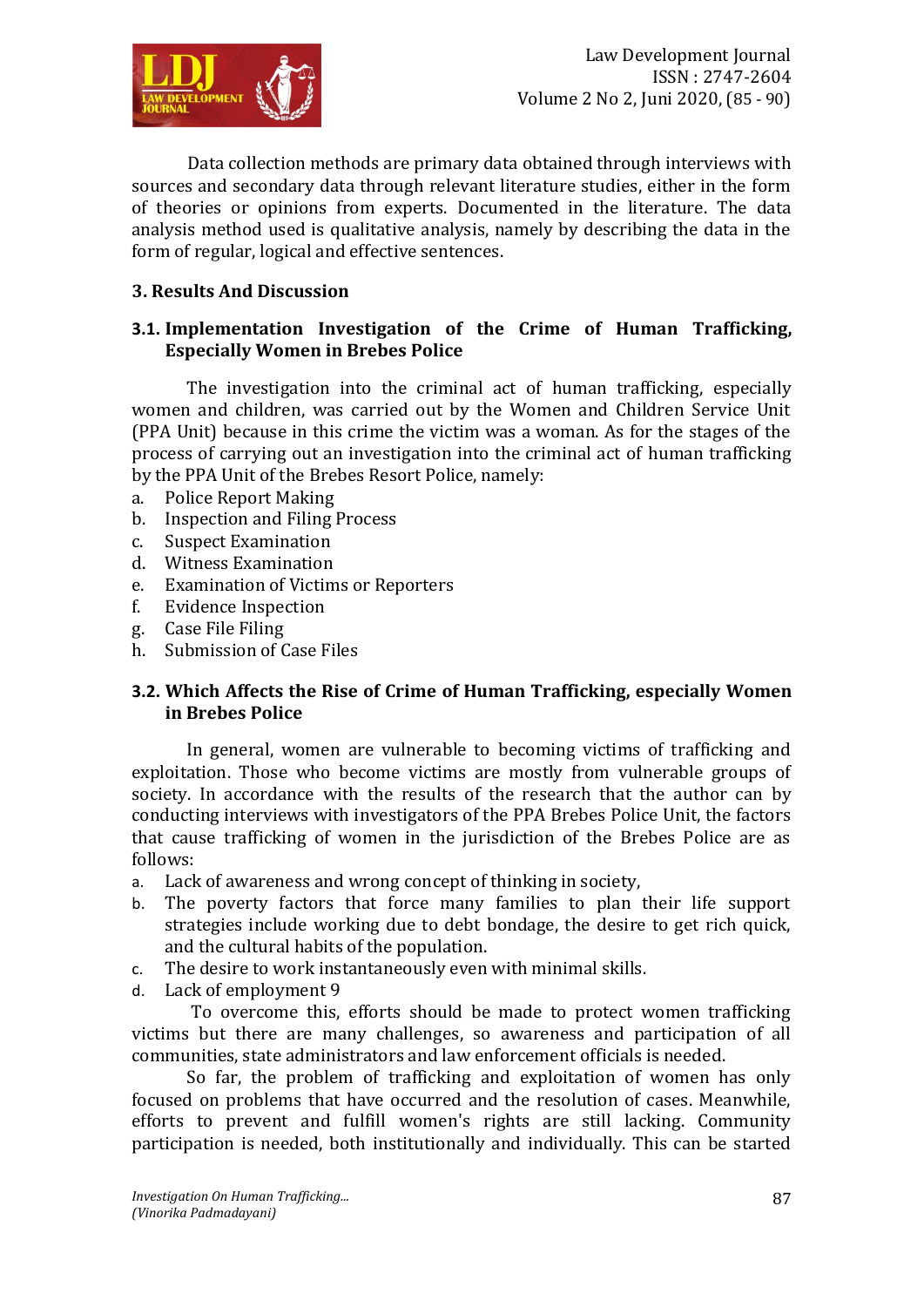Data collection methods are primary data obtained through interviews with sources and secondary data through relevant literature studies, either in the form of theories or opinions from experts. Documented in the literature. The data analysis method used is qualitative analysis, namely by describing the data in the form of regular, logical and effective sentences.

## 3. Results And Discussion

### 3.1. Implementation Investigation of the Crime of Human Trafficking, Especially Women in Brebes Police

The investigation into the criminal act of human trafficking, especially women and children, was carried out by the Women and Children Service Unit (PPA Unit) because in this crime the victim was a woman. As for the stages of the process of carrying out an investigation into the criminal act of human trafficking by the PPA Unit of the Brebes Resort Police, namely:

a. Police Report Making
b. Inspection and Filing Process
c. Suspect Examination
d. Witness Examination
e. Examination of Victims or Reporters
f. Evidence Inspection
g. Case File Filing
h. Submission of Case Files

### 3.2. Which Affects the Rise of Crime of Human Trafficking, especially Women in Brebes Police

In general, women are vulnerable to becoming victims of trafficking and exploitation. Those who become victims are mostly from vulnerable groups of society. In accordance with the results of the research that the author can by conducting interviews with investigators of the PPA Brebes Police Unit, the factors that cause trafficking of women in the jurisdiction of the Brebes Police are as follows:

a. Lack of awareness and wrong concept of thinking in society,
b. The poverty factors that force many families to plan their life support strategies include working due to debt bondage, the desire to get rich quick, and the cultural habits of the population.
c. The desire to work instantaneously even with minimal skills.
d. Lack of employment 9

To overcome this, efforts should be made to protect women trafficking victims but there are many challenges, so awareness and participation of all communities, state administrators and law enforcement officials is needed.

So far, the problem of trafficking and exploitation of women has only focused on problems that have occurred and the resolution of cases. Meanwhile, efforts to prevent and fulfill women's rights are still lacking. Community participation is needed, both institutionally and individually. This can be started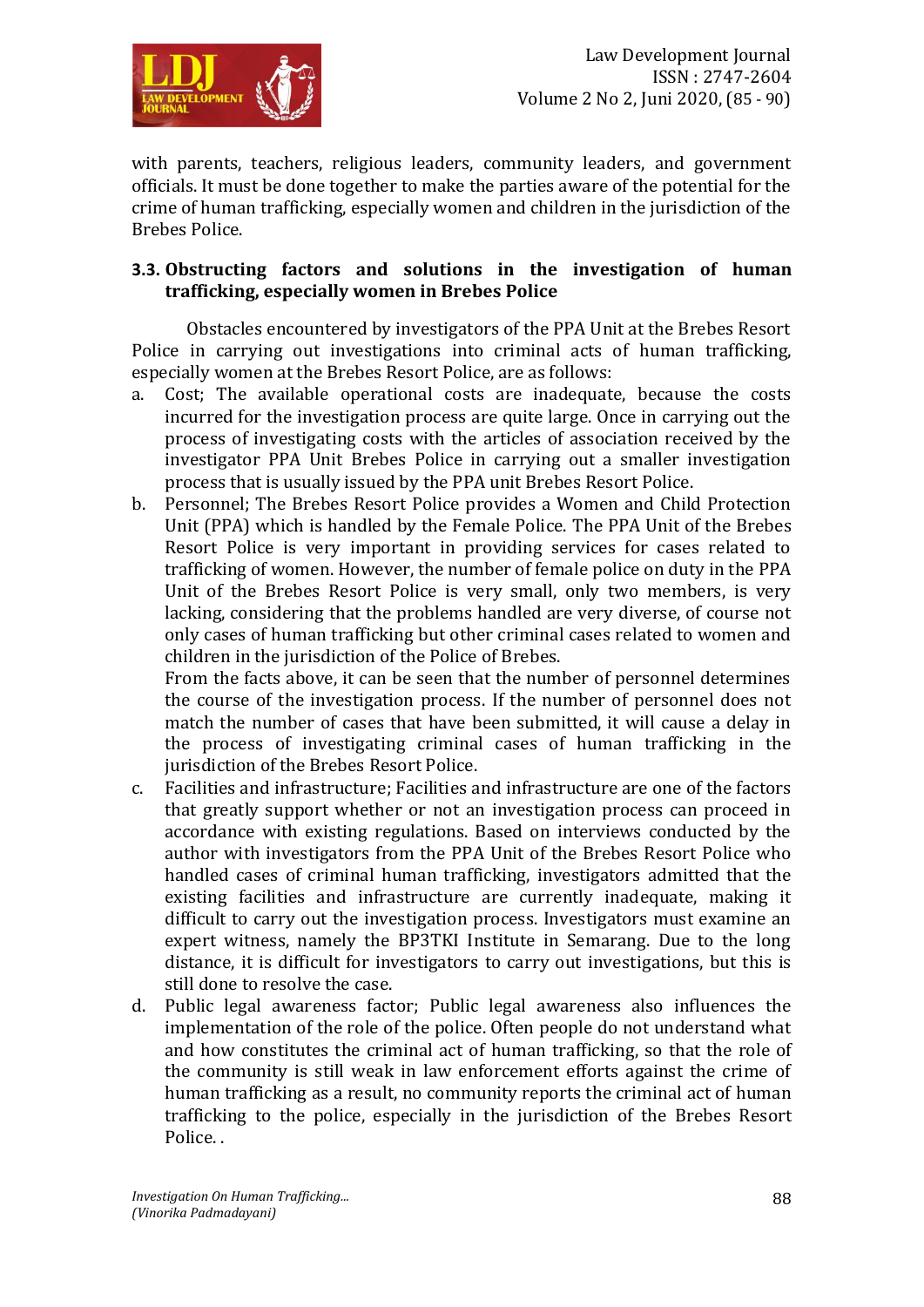with parents, teachers, religious leaders, community leaders, and government officials. It must be done together to make the parties aware of the potential for the crime of human trafficking, especially women and children in the jurisdiction of the Brebes Police.

### 3.3. Obstructing factors and solutions in the investigation of human trafficking, especially women in Brebes Police

Obstacles encountered by investigators of the PPA Unit at the Brebes Resort Police in carrying out investigations into criminal acts of human trafficking, especially women at the Brebes Resort Police, are as follows:

a. Cost; The available operational costs are inadequate, because the costs incurred for the investigation process are quite large. Once in carrying out the process of investigating costs with the articles of association received by the investigator PPA Unit Brebes Police in carrying out a smaller investigation process that is usually issued by the PPA unit Brebes Resort Police.

b. Personnel; The Brebes Resort Police provides a Women and Child Protection Unit (PPA) which is handled by the Female Police. The PPA Unit of the Brebes Resort Police is very important in providing services for cases related to trafficking of women. However, the number of female police on duty in the PPA Unit of the Brebes Resort Police is very small, only two members, is very lacking, considering that the problems handled are very diverse, of course not only cases of human trafficking but other criminal cases related to women and children in the jurisdiction of the Police of Brebes.

   From the facts above, it can be seen that the number of personnel determines the course of the investigation process. If the number of personnel does not match the number of cases that have been submitted, it will cause a delay in the process of investigating criminal cases of human trafficking in the jurisdiction of the Brebes Resort Police.

c. Facilities and infrastructure; Facilities and infrastructure are one of the factors that greatly support whether or not an investigation process can proceed in accordance with existing regulations. Based on interviews conducted by the author with investigators from the PPA Unit of the Brebes Resort Police who handled cases of criminal human trafficking, investigators admitted that the existing facilities and infrastructure are currently inadequate, making it difficult to carry out the investigation process. Investigators must examine an expert witness, namely the BP3TKI Institute in Semarang. Due to the long distance, it is difficult for investigators to carry out investigations, but this is still done to resolve the case.

d. Public legal awareness factor; Public legal awareness also influences the implementation of the role of the police. Often people do not understand what and how constitutes the criminal act of human trafficking, so that the role of the community is still weak in law enforcement efforts against the crime of human trafficking as a result, no community reports the criminal act of human trafficking to the police, especially in the jurisdiction of the Brebes Resort Police. .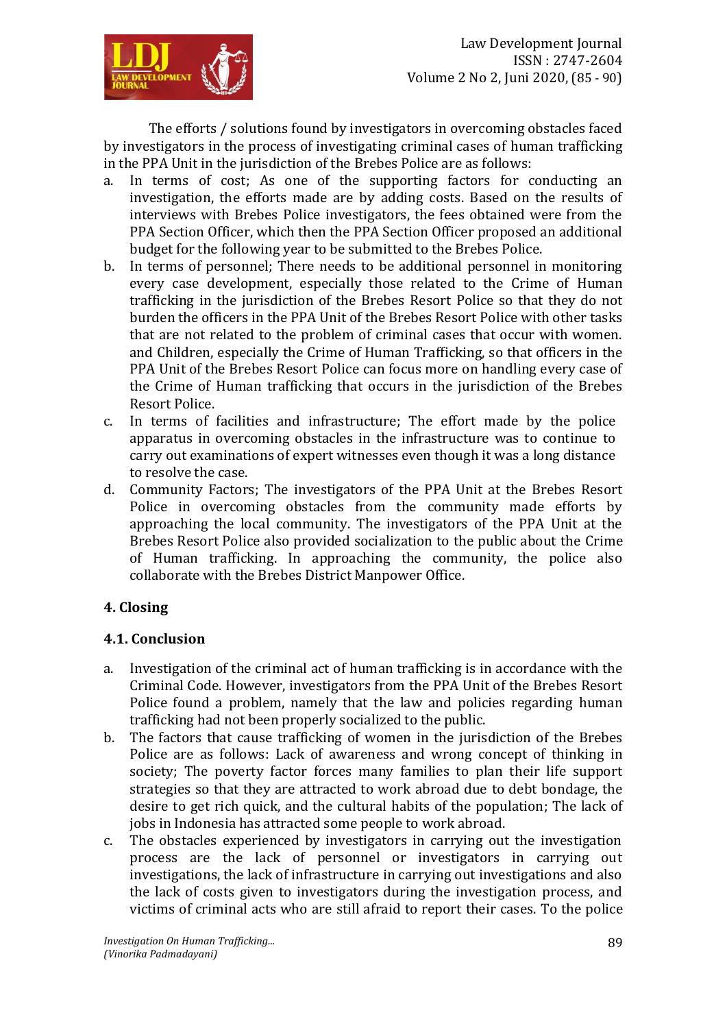The efforts / solutions found by investigators in overcoming obstacles faced by investigators in the process of investigating criminal cases of human trafficking in the PPA Unit in the jurisdiction of the Brebes Police are as follows:

a. In terms of cost; As one of the supporting factors for conducting an investigation, the efforts made are by adding costs. Based on the results of interviews with Brebes Police investigators, the fees obtained were from the PPA Section Officer, which then the PPA Section Officer proposed an additional budget for the following year to be submitted to the Brebes Police.
b. In terms of personnel; There needs to be additional personnel in monitoring every case development, especially those related to the Crime of Human trafficking in the jurisdiction of the Brebes Resort Police so that they do not burden the officers in the PPA Unit of the Brebes Resort Police with other tasks that are not related to the problem of criminal cases that occur with women. and Children, especially the Crime of Human Trafficking, so that officers in the PPA Unit of the Brebes Resort Police can focus more on handling every case of the Crime of Human trafficking that occurs in the jurisdiction of the Brebes Resort Police.
c. In terms of facilities and infrastructure; The effort made by the police apparatus in overcoming obstacles in the infrastructure was to continue to carry out examinations of expert witnesses even though it was a long distance to resolve the case.
d. Community Factors; The investigators of the PPA Unit at the Brebes Resort Police in overcoming obstacles from the community made efforts by approaching the local community. The investigators of the PPA Unit at the Brebes Resort Police also provided socialization to the public about the Crime of Human trafficking. In approaching the community, the police also collaborate with the Brebes District Manpower Office.

## 4. Closing

### 4.1. Conclusion

a. Investigation of the criminal act of human trafficking is in accordance with the Criminal Code. However, investigators from the PPA Unit of the Brebes Resort Police found a problem, namely that the law and policies regarding human trafficking had not been properly socialized to the public.
b. The factors that cause trafficking of women in the jurisdiction of the Brebes Police are as follows: Lack of awareness and wrong concept of thinking in society; The poverty factor forces many families to plan their life support strategies so that they are attracted to work abroad due to debt bondage, the desire to get rich quick, and the cultural habits of the population; The lack of jobs in Indonesia has attracted some people to work abroad.
c. The obstacles experienced by investigators in carrying out the investigation process are the lack of personnel or investigators in carrying out investigations, the lack of infrastructure in carrying out investigations and also the lack of costs given to investigators during the investigation process, and victims of criminal acts who are still afraid to report their cases. To the police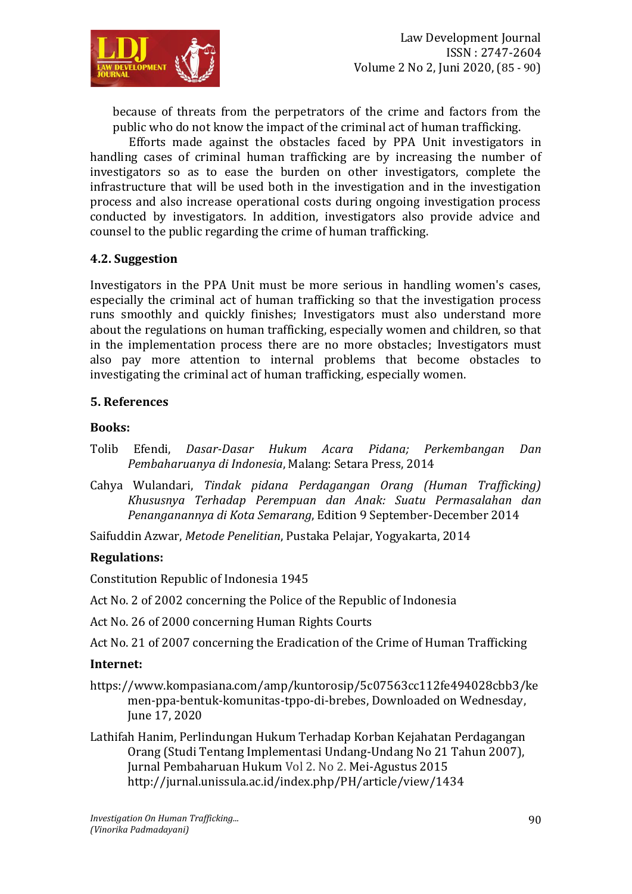because of threats from the perpetrators of the crime and factors from the public who do not know the impact of the criminal act of human trafficking.

Efforts made against the obstacles faced by PPA Unit investigators in handling cases of criminal human trafficking are by increasing the number of investigators so as to ease the burden on other investigators, complete the infrastructure that will be used both in the investigation and in the investigation process and also increase operational costs during ongoing investigation process conducted by investigators. In addition, investigators also provide advice and counsel to the public regarding the crime of human trafficking.

### 4.2. Suggestion

Investigators in the PPA Unit must be more serious in handling women's cases, especially the criminal act of human trafficking so that the investigation process runs smoothly and quickly finishes; Investigators must also understand more about the regulations on human trafficking, especially women and children, so that in the implementation process there are no more obstacles; Investigators must also pay more attention to internal problems that become obstacles to investigating the criminal act of human trafficking, especially women.

## 5. References

**Books:**

Tolib Efendi, *Dasar-Dasar Hukum Acara Pidana; Perkembangan Dan Pembaharuanya di Indonesia*, Malang: Setara Press, 2014

Cahya Wulandari, *Tindak pidana Perdagangan Orang (Human Trafficking) Khususnya Terhadap Perempuan dan Anak: Suatu Permasalahan dan Penanganannya di Kota Semarang*, Edition 9 September-December 2014

Saifuddin Azwar, *Metode Penelitian*, Pustaka Pelajar, Yogyakarta, 2014

**Regulations:**

Constitution Republic of Indonesia 1945

Act No. 2 of 2002 concerning the Police of the Republic of Indonesia

Act No. 26 of 2000 concerning Human Rights Courts

Act No. 21 of 2007 concerning the Eradication of the Crime of Human Trafficking

**Internet:**

https://www.kompasiana.com/amp/kuntorosip/5c07563cc112fe494028cbb3/kemen-ppa-bentuk-komunitas-tppo-di-brebes, Downloaded on Wednesday, June 17, 2020

Lathifah Hanim, Perlindungan Hukum Terhadap Korban Kejahatan Perdagangan Orang (Studi Tentang Implementasi Undang-Undang No 21 Tahun 2007), Jurnal Pembaharuan Hukum Vol 2. No 2. Mei-Agustus 2015 http://jurnal.unissula.ac.id/index.php/PH/article/view/1434